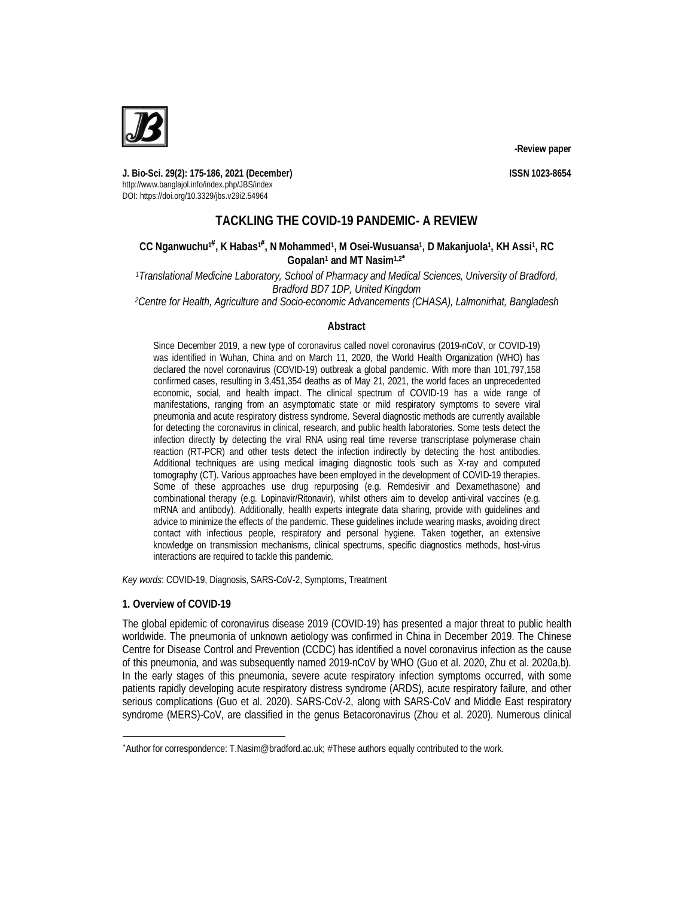-Review paper

J. Bio-Sci. 29(2): 175-186, 2021 (December)
http://www.banglajol.info/index.php/JBS/index
DOI: https://doi.org/10.3329/jbs.v29i2.54964

ISSN 1023-8654

# TACKLING THE COVID-19 PANDEMIC- A REVIEW

**CC Nganwuchu[1#], K Habas[1#], N Mohammed[1], M Osei-Wusuansa[1], D Makanjuola[1], KH Assi[1], RC Gopalan[1] and MT Nasim[1,2*]**

*[1]Translational Medicine Laboratory, School of Pharmacy and Medical Sciences, University of Bradford, Bradford BD7 1DP, United Kingdom*

*[2]Centre for Health, Agriculture and Socio-economic Advancements (CHASA), Lalmonirhat, Bangladesh*

## Abstract

Since December 2019, a new type of coronavirus called novel coronavirus (2019-nCoV, or COVID-19) was identified in Wuhan, China and on March 11, 2020, the World Health Organization (WHO) has declared the novel coronavirus (COVID-19) outbreak a global pandemic. With more than 101,797,158 confirmed cases, resulting in 3,451,354 deaths as of May 21, 2021, the world faces an unprecedented economic, social, and health impact. The clinical spectrum of COVID-19 has a wide range of manifestations, ranging from an asymptomatic state or mild respiratory symptoms to severe viral pneumonia and acute respiratory distress syndrome. Several diagnostic methods are currently available for detecting the coronavirus in clinical, research, and public health laboratories. Some tests detect the infection directly by detecting the viral RNA using real time reverse transcriptase polymerase chain reaction (RT-PCR) and other tests detect the infection indirectly by detecting the host antibodies. Additional techniques are using medical imaging diagnostic tools such as X-ray and computed tomography (CT). Various approaches have been employed in the development of COVID-19 therapies. Some of these approaches use drug repurposing (e.g. Remdesivir and Dexamethasone) and combinational therapy (e.g. Lopinavir/Ritonavir), whilst others aim to develop anti-viral vaccines (e.g. mRNA and antibody). Additionally, health experts integrate data sharing, provide with guidelines and advice to minimize the effects of the pandemic. These guidelines include wearing masks, avoiding direct contact with infectious people, respiratory and personal hygiene. Taken together, an extensive knowledge on transmission mechanisms, clinical spectrums, specific diagnostics methods, host-virus interactions are required to tackle this pandemic.

*Key words*: COVID-19, Diagnosis, SARS-CoV-2, Symptoms, Treatment

## 1. Overview of COVID-19

The global epidemic of coronavirus disease 2019 (COVID-19) has presented a major threat to public health worldwide. The pneumonia of unknown aetiology was confirmed in China in December 2019. The Chinese Centre for Disease Control and Prevention (CCDC) has identified a novel coronavirus infection as the cause of this pneumonia, and was subsequently named 2019-nCoV by WHO (Guo et al. 2020, Zhu et al. 2020a,b). In the early stages of this pneumonia, severe acute respiratory infection symptoms occurred, with some patients rapidly developing acute respiratory distress syndrome (ARDS), acute respiratory failure, and other serious complications (Guo et al. 2020). SARS-CoV-2, along with SARS-CoV and Middle East respiratory syndrome (MERS)-CoV, are classified in the genus Betacoronavirus (Zhou et al. 2020). Numerous clinical

---

*Author for correspondence: T.Nasim@bradford.ac.uk; #These authors equally contributed to the work.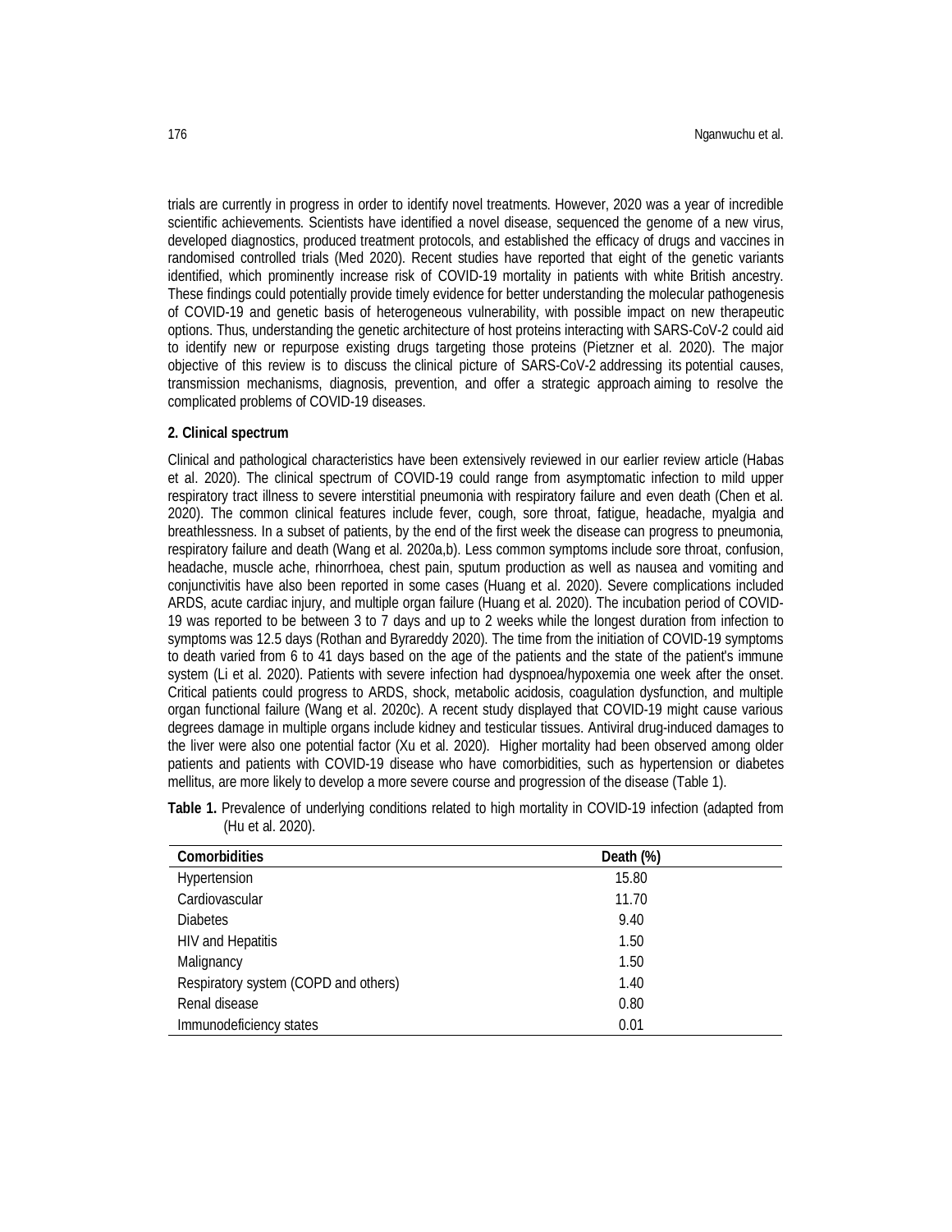trials are currently in progress in order to identify novel treatments. However, 2020 was a year of incredible scientific achievements. Scientists have identified a novel disease, sequenced the genome of a new virus, developed diagnostics, produced treatment protocols, and established the efficacy of drugs and vaccines in randomised controlled trials (Med 2020). Recent studies have reported that eight of the genetic variants identified, which prominently increase risk of COVID-19 mortality in patients with white British ancestry. These findings could potentially provide timely evidence for better understanding the molecular pathogenesis of COVID-19 and genetic basis of heterogeneous vulnerability, with possible impact on new therapeutic options. Thus, understanding the genetic architecture of host proteins interacting with SARS-CoV-2 could aid to identify new or repurpose existing drugs targeting those proteins (Pietzner et al. 2020). The major objective of this review is to discuss the clinical picture of SARS-CoV-2 addressing its potential causes, transmission mechanisms, diagnosis, prevention, and offer a strategic approach aiming to resolve the complicated problems of COVID-19 diseases.

## 2. Clinical spectrum

Clinical and pathological characteristics have been extensively reviewed in our earlier review article (Habas et al. 2020). The clinical spectrum of COVID-19 could range from asymptomatic infection to mild upper respiratory tract illness to severe interstitial pneumonia with respiratory failure and even death (Chen et al. 2020). The common clinical features include fever, cough, sore throat, fatigue, headache, myalgia and breathlessness. In a subset of patients, by the end of the first week the disease can progress to pneumonia, respiratory failure and death (Wang et al. 2020a,b). Less common symptoms include sore throat, confusion, headache, muscle ache, rhinorrhoea, chest pain, sputum production as well as nausea and vomiting and conjunctivitis have also been reported in some cases (Huang et al. 2020). Severe complications included ARDS, acute cardiac injury, and multiple organ failure (Huang et al. 2020). The incubation period of COVID-19 was reported to be between 3 to 7 days and up to 2 weeks while the longest duration from infection to symptoms was 12.5 days (Rothan and Byrareddy 2020). The time from the initiation of COVID-19 symptoms to death varied from 6 to 41 days based on the age of the patients and the state of the patient's immune system (Li et al. 2020). Patients with severe infection had dyspnoea/hypoxemia one week after the onset. Critical patients could progress to ARDS, shock, metabolic acidosis, coagulation dysfunction, and multiple organ functional failure (Wang et al. 2020c). A recent study displayed that COVID-19 might cause various degrees damage in multiple organs include kidney and testicular tissues. Antiviral drug-induced damages to the liver were also one potential factor (Xu et al. 2020). Higher mortality had been observed among older patients and patients with COVID-19 disease who have comorbidities, such as hypertension or diabetes mellitus, are more likely to develop a more severe course and progression of the disease (Table 1).

**Table 1.** Prevalence of underlying conditions related to high mortality in COVID-19 infection (adapted from (Hu et al. 2020).

| Comorbidities | Death (%) |
|---|---|
| Hypertension | 15.80 |
| Cardiovascular | 11.70 |
| Diabetes | 9.40 |
| HIV and Hepatitis | 1.50 |
| Malignancy | 1.50 |
| Respiratory system (COPD and others) | 1.40 |
| Renal disease | 0.80 |
| Immunodeficiency states | 0.01 |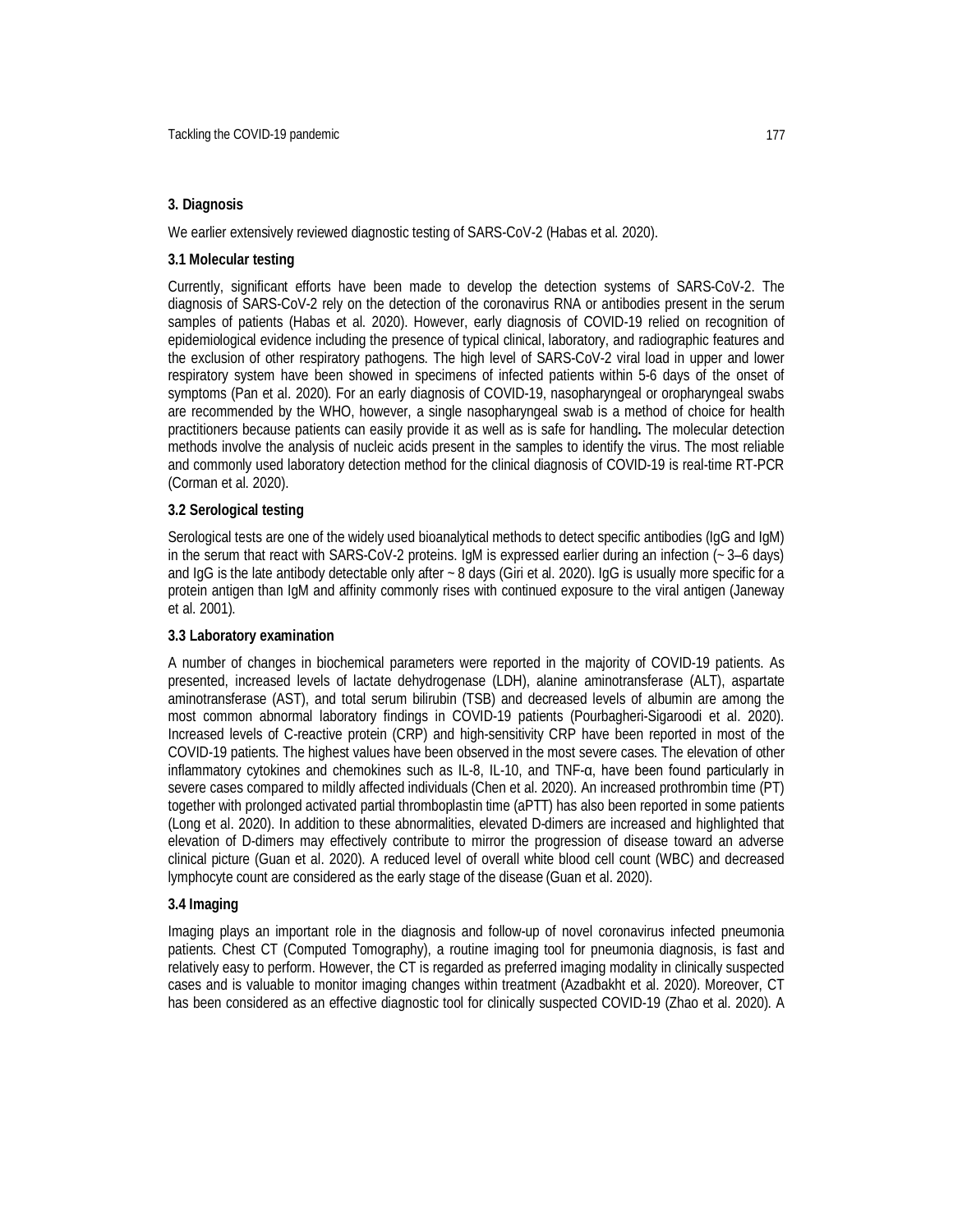## 3. Diagnosis

We earlier extensively reviewed diagnostic testing of SARS-CoV-2 (Habas et al. 2020).

### 3.1 Molecular testing

Currently, significant efforts have been made to develop the detection systems of SARS-CoV-2. The diagnosis of SARS-CoV-2 rely on the detection of the coronavirus RNA or antibodies present in the serum samples of patients (Habas et al. 2020). However, early diagnosis of COVID-19 relied on recognition of epidemiological evidence including the presence of typical clinical, laboratory, and radiographic features and the exclusion of other respiratory pathogens. The high level of SARS-CoV-2 viral load in upper and lower respiratory system have been showed in specimens of infected patients within 5-6 days of the onset of symptoms (Pan et al. 2020). For an early diagnosis of COVID-19, nasopharyngeal or oropharyngeal swabs are recommended by the WHO, however, a single nasopharyngeal swab is a method of choice for health practitioners because patients can easily provide it as well as is safe for handling**.** The molecular detection methods involve the analysis of nucleic acids present in the samples to identify the virus. The most reliable and commonly used laboratory detection method for the clinical diagnosis of COVID-19 is real-time RT-PCR (Corman et al. 2020).

### 3.2 Serological testing

Serological tests are one of the widely used bioanalytical methods to detect specific antibodies (IgG and IgM) in the serum that react with SARS-CoV-2 proteins. IgM is expressed earlier during an infection (~ 3–6 days) and IgG is the late antibody detectable only after ~ 8 days (Giri et al. 2020). IgG is usually more specific for a protein antigen than IgM and affinity commonly rises with continued exposure to the viral antigen (Janeway et al. 2001).

### 3.3 Laboratory examination

A number of changes in biochemical parameters were reported in the majority of COVID-19 patients. As presented, increased levels of lactate dehydrogenase (LDH), alanine aminotransferase (ALT), aspartate aminotransferase (AST), and total serum bilirubin (TSB) and decreased levels of albumin are among the most common abnormal laboratory findings in COVID-19 patients (Pourbagheri-Sigaroodi et al. 2020). Increased levels of C-reactive protein (CRP) and high-sensitivity CRP have been reported in most of the COVID-19 patients. The highest values have been observed in the most severe cases. The elevation of other inflammatory cytokines and chemokines such as IL-8, IL-10, and TNF-α, have been found particularly in severe cases compared to mildly affected individuals (Chen et al. 2020). An increased prothrombin time (PT) together with prolonged activated partial thromboplastin time (aPTT) has also been reported in some patients (Long et al. 2020). In addition to these abnormalities, elevated D-dimers are increased and highlighted that elevation of D-dimers may effectively contribute to mirror the progression of disease toward an adverse clinical picture (Guan et al. 2020). A reduced level of overall white blood cell count (WBC) and decreased lymphocyte count are considered as the early stage of the disease (Guan et al. 2020).

### 3.4 Imaging

Imaging plays an important role in the diagnosis and follow-up of novel coronavirus infected pneumonia patients. Chest CT (Computed Tomography), a routine imaging tool for pneumonia diagnosis, is fast and relatively easy to perform. However, the CT is regarded as preferred imaging modality in clinically suspected cases and is valuable to monitor imaging changes within treatment (Azadbakht et al. 2020). Moreover, CT has been considered as an effective diagnostic tool for clinically suspected COVID-19 (Zhao et al. 2020). A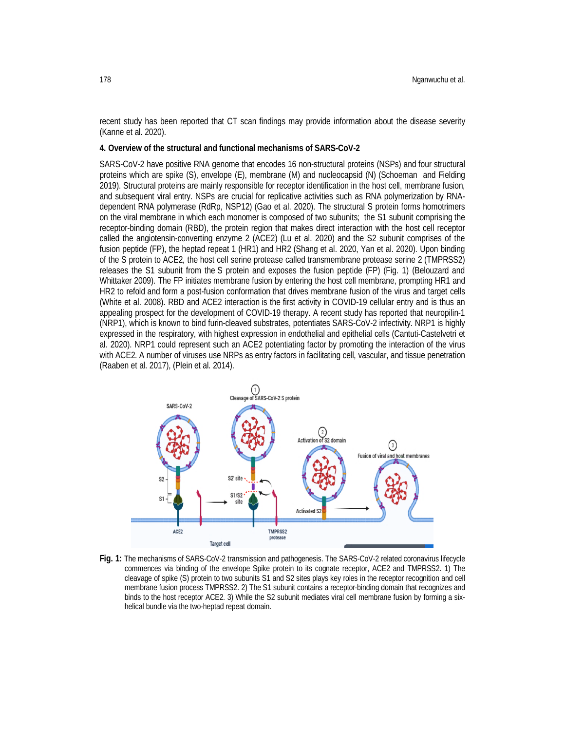recent study has been reported that CT scan findings may provide information about the disease severity (Kanne et al. 2020).

#### 4. Overview of the structural and functional mechanisms of SARS-CoV-2

SARS-CoV-2 have positive RNA genome that encodes 16 non-structural proteins (NSPs) and four structural proteins which are spike (S), envelope (E), membrane (M) and nucleocapsid (N) (Schoeman and Fielding 2019). Structural proteins are mainly responsible for receptor identification in the host cell, membrane fusion, and subsequent viral entry. NSPs are crucial for replicative activities such as RNA polymerization by RNA-dependent RNA polymerase (RdRp, NSP12) (Gao et al. 2020). The structural S protein forms homotrimers on the viral membrane in which each monomer is composed of two subunits; the S1 subunit comprising the receptor-binding domain (RBD), the protein region that makes direct interaction with the host cell receptor called the angiotensin-converting enzyme 2 (ACE2) (Lu et al. 2020) and the S2 subunit comprises of the fusion peptide (FP), the heptad repeat 1 (HR1) and HR2 (Shang et al. 2020, Yan et al. 2020). Upon binding of the S protein to ACE2, the host cell serine protease called transmembrane protease serine 2 (TMPRSS2) releases the S1 subunit from the S protein and exposes the fusion peptide (FP) (Fig. 1) (Belouzard and Whittaker 2009). The FP initiates membrane fusion by entering the host cell membrane, prompting HR1 and HR2 to refold and form a post-fusion conformation that drives membrane fusion of the virus and target cells (White et al. 2008). RBD and ACE2 interaction is the first activity in COVID-19 cellular entry and is thus an appealing prospect for the development of COVID-19 therapy. A recent study has reported that neuropilin-1 (NRP1), which is known to bind furin-cleaved substrates, potentiates SARS-CoV-2 infectivity. NRP1 is highly expressed in the respiratory, with highest expression in endothelial and epithelial cells (Cantuti-Castelvetri et al. 2020). NRP1 could represent such an ACE2 potentiating factor by promoting the interaction of the virus with ACE2. A number of viruses use NRPs as entry factors in facilitating cell, vascular, and tissue penetration (Raaben et al. 2017), (Plein et al. 2014).

**Fig. 1:** The mechanisms of SARS-CoV-2 transmission and pathogenesis. The SARS-CoV-2 related coronavirus lifecycle commences via binding of the envelope Spike protein to its cognate receptor, ACE2 and TMPRSS2. 1) The cleavage of spike (S) protein to two subunits S1 and S2 sites plays key roles in the receptor recognition and cell membrane fusion process TMPRSS2. 2) The S1 subunit contains a receptor-binding domain that recognizes and binds to the host receptor ACE2. 3) While the S2 subunit mediates viral cell membrane fusion by forming a six-helical bundle via the two-heptad repeat domain.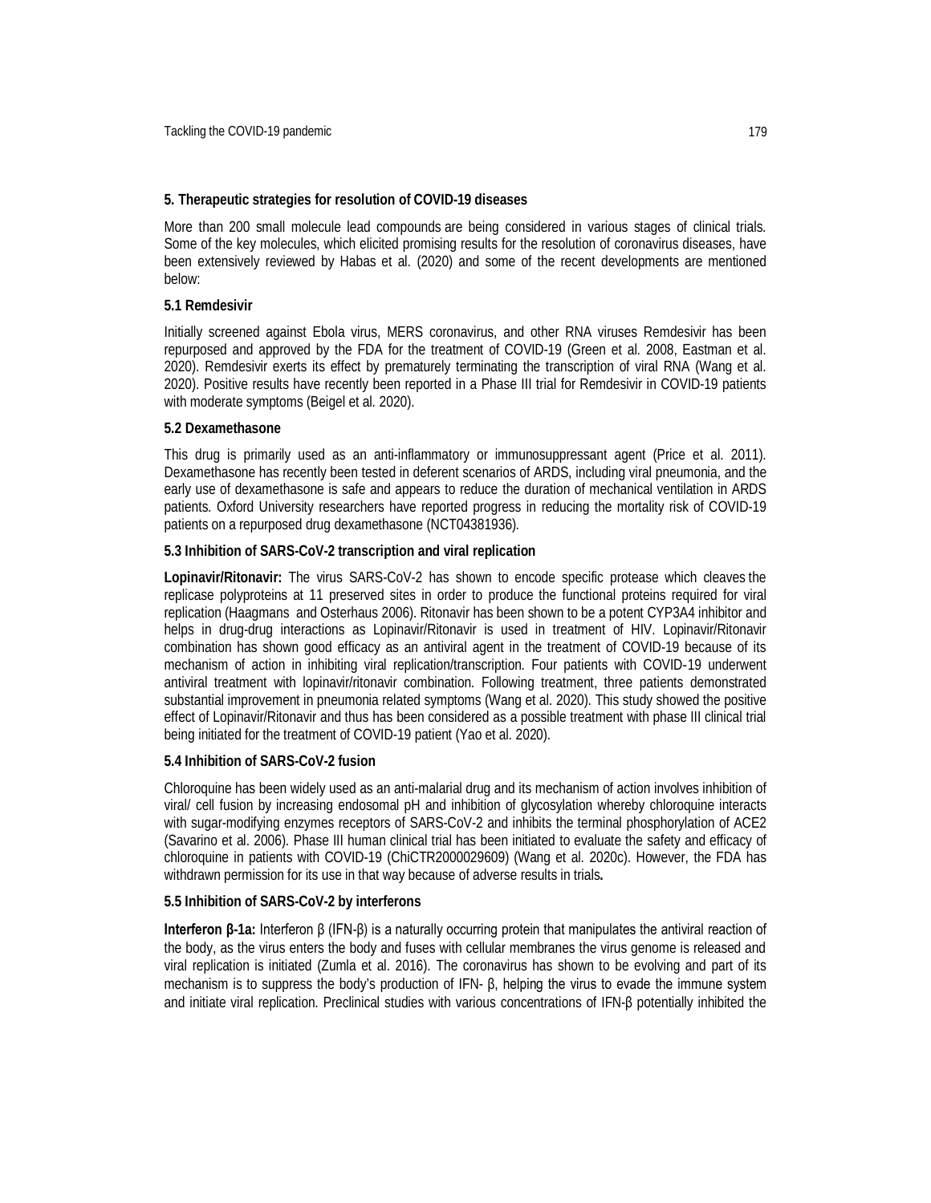## 5. Therapeutic strategies for resolution of COVID-19 diseases

More than 200 small molecule lead compounds are being considered in various stages of clinical trials. Some of the key molecules, which elicited promising results for the resolution of coronavirus diseases, have been extensively reviewed by Habas et al. (2020) and some of the recent developments are mentioned below:

### 5.1 Remdesivir

Initially screened against Ebola virus, MERS coronavirus, and other RNA viruses Remdesivir has been repurposed and approved by the FDA for the treatment of COVID-19 (Green et al. 2008, Eastman et al. 2020). Remdesivir exerts its effect by prematurely terminating the transcription of viral RNA (Wang et al. 2020). Positive results have recently been reported in a Phase III trial for Remdesivir in COVID-19 patients with moderate symptoms (Beigel et al. 2020).

### 5.2 Dexamethasone

This drug is primarily used as an anti-inflammatory or immunosuppressant agent (Price et al. 2011). Dexamethasone has recently been tested in deferent scenarios of ARDS, including viral pneumonia, and the early use of dexamethasone is safe and appears to reduce the duration of mechanical ventilation in ARDS patients. Oxford University researchers have reported progress in reducing the mortality risk of COVID-19 patients on a repurposed drug dexamethasone (NCT04381936).

### 5.3 Inhibition of SARS-CoV-2 transcription and viral replication

**Lopinavir/Ritonavir:** The virus SARS-CoV-2 has shown to encode specific protease which cleaves the replicase polyproteins at 11 preserved sites in order to produce the functional proteins required for viral replication (Haagmans and Osterhaus 2006). Ritonavir has been shown to be a potent CYP3A4 inhibitor and helps in drug-drug interactions as Lopinavir/Ritonavir is used in treatment of HIV. Lopinavir/Ritonavir combination has shown good efficacy as an antiviral agent in the treatment of COVID-19 because of its mechanism of action in inhibiting viral replication/transcription. Four patients with COVID-19 underwent antiviral treatment with lopinavir/ritonavir combination. Following treatment, three patients demonstrated substantial improvement in pneumonia related symptoms (Wang et al. 2020). This study showed the positive effect of Lopinavir/Ritonavir and thus has been considered as a possible treatment with phase III clinical trial being initiated for the treatment of COVID-19 patient (Yao et al. 2020).

### 5.4 Inhibition of SARS-CoV-2 fusion

Chloroquine has been widely used as an anti-malarial drug and its mechanism of action involves inhibition of viral/ cell fusion by increasing endosomal pH and inhibition of glycosylation whereby chloroquine interacts with sugar-modifying enzymes receptors of SARS-CoV-2 and inhibits the terminal phosphorylation of ACE2 (Savarino et al. 2006). Phase III human clinical trial has been initiated to evaluate the safety and efficacy of chloroquine in patients with COVID-19 (ChiCTR2000029609) (Wang et al. 2020c). However, the FDA has withdrawn permission for its use in that way because of adverse results in trials**.**

### 5.5 Inhibition of SARS-CoV-2 by interferons

**Interferon β-1a:** Interferon β (IFN-β) is a naturally occurring protein that manipulates the antiviral reaction of the body, as the virus enters the body and fuses with cellular membranes the virus genome is released and viral replication is initiated (Zumla et al. 2016). The coronavirus has shown to be evolving and part of its mechanism is to suppress the body's production of IFN- β, helping the virus to evade the immune system and initiate viral replication. Preclinical studies with various concentrations of IFN-β potentially inhibited the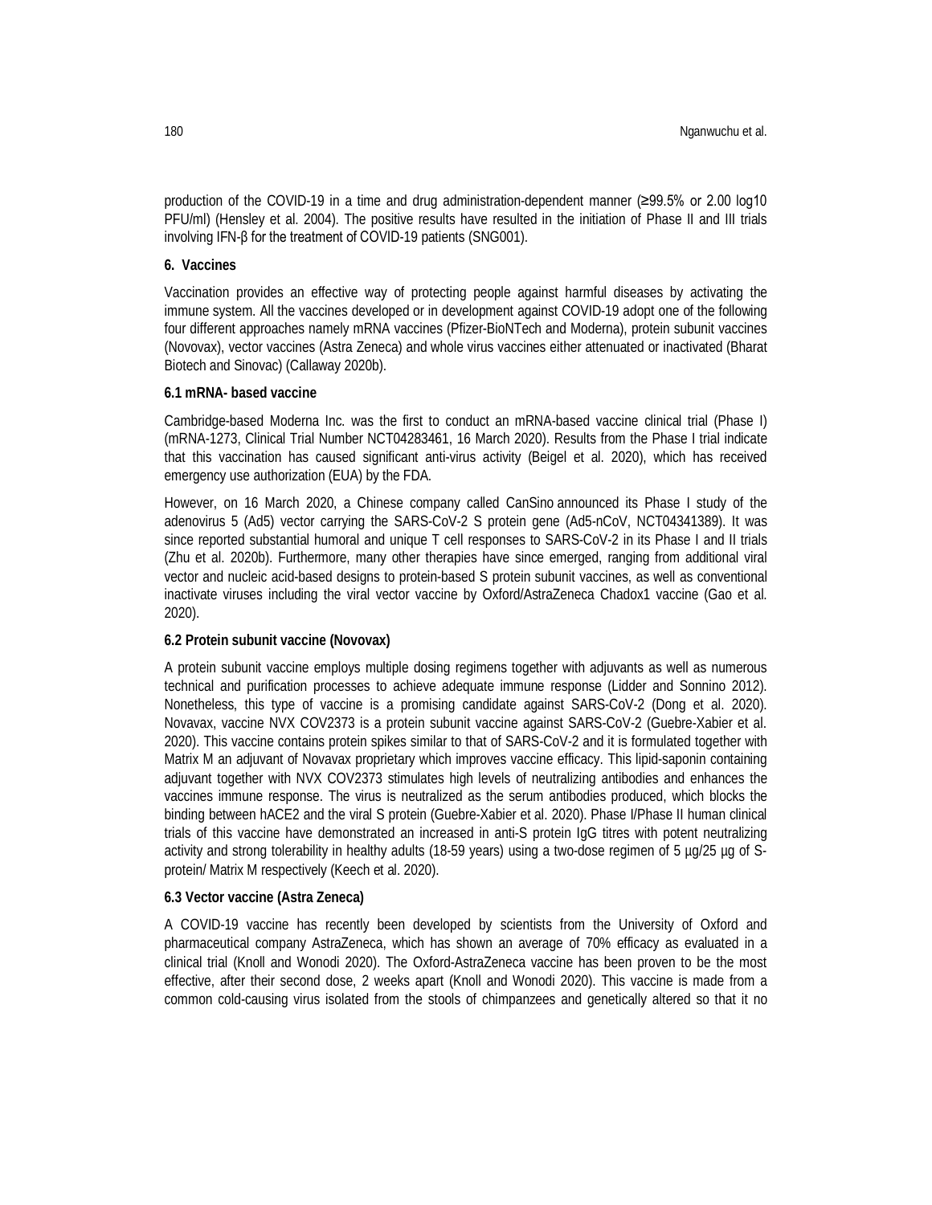production of the COVID-19 in a time and drug administration-dependent manner (≥99.5% or 2.00 log10 PFU/ml) (Hensley et al. 2004). The positive results have resulted in the initiation of Phase II and III trials involving IFN-β for the treatment of COVID-19 patients (SNG001).

## 6. Vaccines

Vaccination provides an effective way of protecting people against harmful diseases by activating the immune system. All the vaccines developed or in development against COVID-19 adopt one of the following four different approaches namely mRNA vaccines (Pfizer-BioNTech and Moderna), protein subunit vaccines (Novovax), vector vaccines (Astra Zeneca) and whole virus vaccines either attenuated or inactivated (Bharat Biotech and Sinovac) (Callaway 2020b).

### 6.1 mRNA- based vaccine

Cambridge-based Moderna Inc. was the first to conduct an mRNA-based vaccine clinical trial (Phase I) (mRNA-1273, Clinical Trial Number NCT04283461, 16 March 2020). Results from the Phase I trial indicate that this vaccination has caused significant anti-virus activity (Beigel et al. 2020), which has received emergency use authorization (EUA) by the FDA.

However, on 16 March 2020, a Chinese company called CanSino announced its Phase I study of the adenovirus 5 (Ad5) vector carrying the SARS-CoV-2 S protein gene (Ad5-nCoV, NCT04341389). It was since reported substantial humoral and unique T cell responses to SARS-CoV-2 in its Phase I and II trials (Zhu et al. 2020b). Furthermore, many other therapies have since emerged, ranging from additional viral vector and nucleic acid-based designs to protein-based S protein subunit vaccines, as well as conventional inactivate viruses including the viral vector vaccine by Oxford/AstraZeneca Chadox1 vaccine (Gao et al. 2020).

### 6.2 Protein subunit vaccine (Novovax)

A protein subunit vaccine employs multiple dosing regimens together with adjuvants as well as numerous technical and purification processes to achieve adequate immune response (Lidder and Sonnino 2012). Nonetheless, this type of vaccine is a promising candidate against SARS-CoV-2 (Dong et al. 2020). Novavax, vaccine NVX COV2373 is a protein subunit vaccine against SARS-CoV-2 (Guebre-Xabier et al. 2020). This vaccine contains protein spikes similar to that of SARS-CoV-2 and it is formulated together with Matrix M an adjuvant of Novavax proprietary which improves vaccine efficacy. This lipid-saponin containing adjuvant together with NVX COV2373 stimulates high levels of neutralizing antibodies and enhances the vaccines immune response. The virus is neutralized as the serum antibodies produced, which blocks the binding between hACE2 and the viral S protein (Guebre-Xabier et al. 2020). Phase I/Phase II human clinical trials of this vaccine have demonstrated an increased in anti-S protein IgG titres with potent neutralizing activity and strong tolerability in healthy adults (18-59 years) using a two-dose regimen of 5 µg/25 µg of S-protein/ Matrix M respectively (Keech et al. 2020).

### 6.3 Vector vaccine (Astra Zeneca)

A COVID-19 vaccine has recently been developed by scientists from the University of Oxford and pharmaceutical company AstraZeneca, which has shown an average of 70% efficacy as evaluated in a clinical trial (Knoll and Wonodi 2020). The Oxford-AstraZeneca vaccine has been proven to be the most effective, after their second dose, 2 weeks apart (Knoll and Wonodi 2020). This vaccine is made from a common cold-causing virus isolated from the stools of chimpanzees and genetically altered so that it no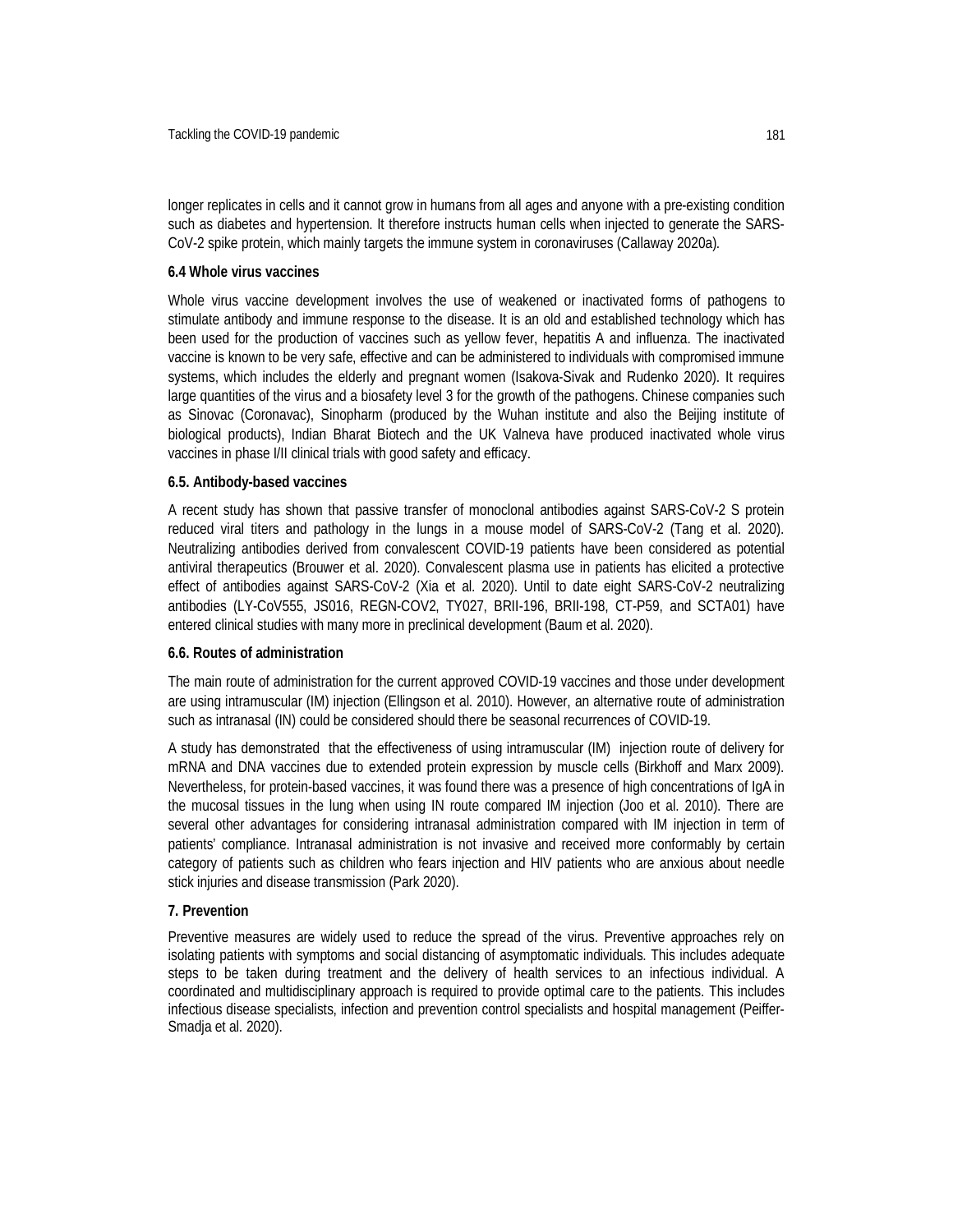longer replicates in cells and it cannot grow in humans from all ages and anyone with a pre-existing condition such as diabetes and hypertension. It therefore instructs human cells when injected to generate the SARS-CoV-2 spike protein, which mainly targets the immune system in coronaviruses (Callaway 2020a).

### 6.4 Whole virus vaccines

Whole virus vaccine development involves the use of weakened or inactivated forms of pathogens to stimulate antibody and immune response to the disease. It is an old and established technology which has been used for the production of vaccines such as yellow fever, hepatitis A and influenza. The inactivated vaccine is known to be very safe, effective and can be administered to individuals with compromised immune systems, which includes the elderly and pregnant women (Isakova-Sivak and Rudenko 2020). It requires large quantities of the virus and a biosafety level 3 for the growth of the pathogens. Chinese companies such as Sinovac (Coronavac), Sinopharm (produced by the Wuhan institute and also the Beijing institute of biological products), Indian Bharat Biotech and the UK Valneva have produced inactivated whole virus vaccines in phase I/II clinical trials with good safety and efficacy.

### 6.5. Antibody-based vaccines

A recent study has shown that passive transfer of monoclonal antibodies against SARS-CoV-2 S protein reduced viral titers and pathology in the lungs in a mouse model of SARS-CoV-2 (Tang et al. 2020). Neutralizing antibodies derived from convalescent COVID-19 patients have been considered as potential antiviral therapeutics (Brouwer et al. 2020). Convalescent plasma use in patients has elicited a protective effect of antibodies against SARS-CoV-2 (Xia et al. 2020). Until to date eight SARS-CoV-2 neutralizing antibodies (LY-CoV555, JS016, REGN-COV2, TY027, BRII-196, BRII-198, CT-P59, and SCTA01) have entered clinical studies with many more in preclinical development (Baum et al. 2020).

### 6.6. Routes of administration

The main route of administration for the current approved COVID-19 vaccines and those under development are using intramuscular (IM) injection (Ellingson et al. 2010). However, an alternative route of administration such as intranasal (IN) could be considered should there be seasonal recurrences of COVID-19.

A study has demonstrated that the effectiveness of using intramuscular (IM) injection route of delivery for mRNA and DNA vaccines due to extended protein expression by muscle cells (Birkhoff and Marx 2009). Nevertheless, for protein-based vaccines, it was found there was a presence of high concentrations of IgA in the mucosal tissues in the lung when using IN route compared IM injection (Joo et al. 2010). There are several other advantages for considering intranasal administration compared with IM injection in term of patients' compliance. Intranasal administration is not invasive and received more conformably by certain category of patients such as children who fears injection and HIV patients who are anxious about needle stick injuries and disease transmission (Park 2020).

## 7. Prevention

Preventive measures are widely used to reduce the spread of the virus. Preventive approaches rely on isolating patients with symptoms and social distancing of asymptomatic individuals. This includes adequate steps to be taken during treatment and the delivery of health services to an infectious individual. A coordinated and multidisciplinary approach is required to provide optimal care to the patients. This includes infectious disease specialists, infection and prevention control specialists and hospital management (Peiffer-Smadja et al. 2020).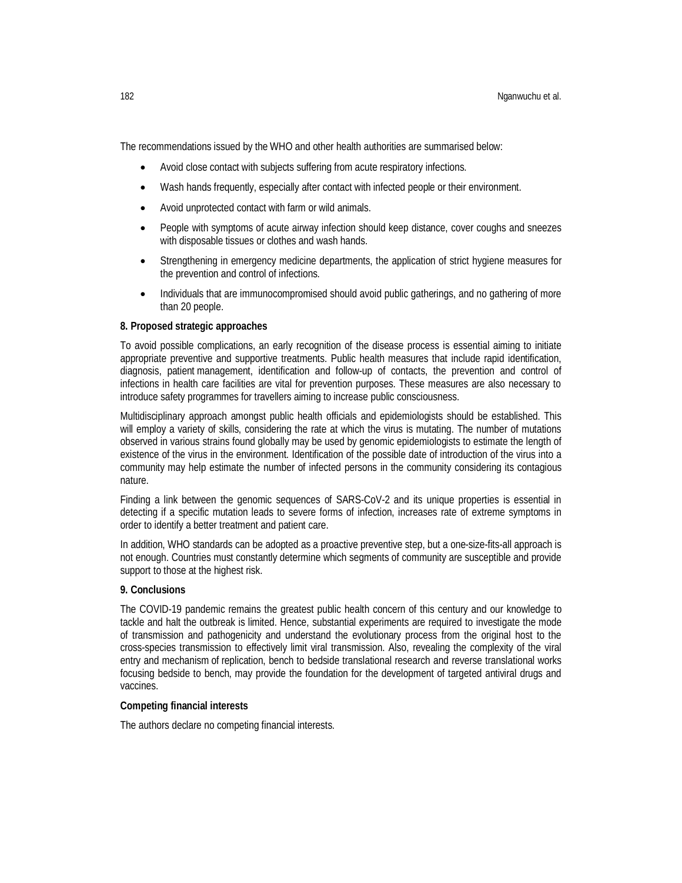The recommendations issued by the WHO and other health authorities are summarised below:

- Avoid close contact with subjects suffering from acute respiratory infections.
- Wash hands frequently, especially after contact with infected people or their environment.
- Avoid unprotected contact with farm or wild animals.
- People with symptoms of acute airway infection should keep distance, cover coughs and sneezes with disposable tissues or clothes and wash hands.
- Strengthening in emergency medicine departments, the application of strict hygiene measures for the prevention and control of infections.
- Individuals that are immunocompromised should avoid public gatherings, and no gathering of more than 20 people.

## 8. Proposed strategic approaches

To avoid possible complications, an early recognition of the disease process is essential aiming to initiate appropriate preventive and supportive treatments. Public health measures that include rapid identification, diagnosis, patient management, identification and follow-up of contacts, the prevention and control of infections in health care facilities are vital for prevention purposes. These measures are also necessary to introduce safety programmes for travellers aiming to increase public consciousness.

Multidisciplinary approach amongst public health officials and epidemiologists should be established. This will employ a variety of skills, considering the rate at which the virus is mutating. The number of mutations observed in various strains found globally may be used by genomic epidemiologists to estimate the length of existence of the virus in the environment. Identification of the possible date of introduction of the virus into a community may help estimate the number of infected persons in the community considering its contagious nature.

Finding a link between the genomic sequences of SARS-CoV-2 and its unique properties is essential in detecting if a specific mutation leads to severe forms of infection, increases rate of extreme symptoms in order to identify a better treatment and patient care.

In addition, WHO standards can be adopted as a proactive preventive step, but a one-size-fits-all approach is not enough. Countries must constantly determine which segments of community are susceptible and provide support to those at the highest risk.

## 9. Conclusions

The COVID-19 pandemic remains the greatest public health concern of this century and our knowledge to tackle and halt the outbreak is limited. Hence, substantial experiments are required to investigate the mode of transmission and pathogenicity and understand the evolutionary process from the original host to the cross-species transmission to effectively limit viral transmission. Also, revealing the complexity of the viral entry and mechanism of replication, bench to bedside translational research and reverse translational works focusing bedside to bench, may provide the foundation for the development of targeted antiviral drugs and vaccines.

## Competing financial interests

The authors declare no competing financial interests.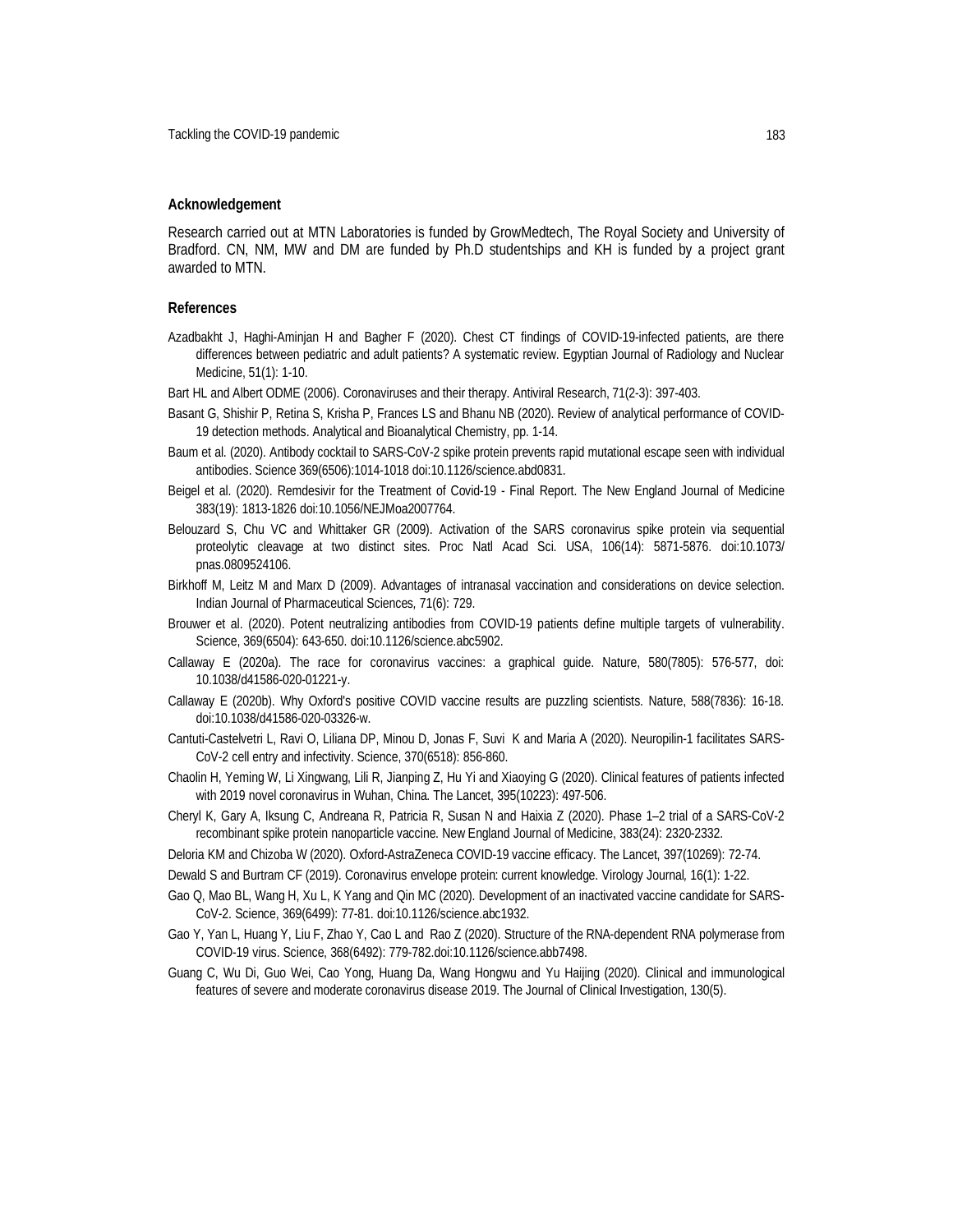## Acknowledgement

Research carried out at MTN Laboratories is funded by GrowMedtech, The Royal Society and University of Bradford. CN, NM, MW and DM are funded by Ph.D studentships and KH is funded by a project grant awarded to MTN.

## References

Azadbakht J, Haghi-Aminjan H and Bagher F (2020). Chest CT findings of COVID-19-infected patients, are there differences between pediatric and adult patients? A systematic review. Egyptian Journal of Radiology and Nuclear Medicine, 51(1): 1-10.

Bart HL and Albert ODME (2006). Coronaviruses and their therapy. Antiviral Research, 71(2-3): 397-403.

Basant G, Shishir P, Retina S, Krisha P, Frances LS and Bhanu NB (2020). Review of analytical performance of COVID-19 detection methods. Analytical and Bioanalytical Chemistry, pp. 1-14.

Baum et al. (2020). Antibody cocktail to SARS-CoV-2 spike protein prevents rapid mutational escape seen with individual antibodies. Science 369(6506):1014-1018 doi:10.1126/science.abd0831.

Beigel et al. (2020). Remdesivir for the Treatment of Covid-19 - Final Report. The New England Journal of Medicine 383(19): 1813-1826 doi:10.1056/NEJMoa2007764.

Belouzard S, Chu VC and Whittaker GR (2009). Activation of the SARS coronavirus spike protein via sequential proteolytic cleavage at two distinct sites. Proc Natl Acad Sci. USA, 106(14): 5871-5876. doi:10.1073/pnas.0809524106.

Birkhoff M, Leitz M and Marx D (2009). Advantages of intranasal vaccination and considerations on device selection. Indian Journal of Pharmaceutical Sciences, 71(6): 729.

Brouwer et al. (2020). Potent neutralizing antibodies from COVID-19 patients define multiple targets of vulnerability. Science, 369(6504): 643-650. doi:10.1126/science.abc5902.

Callaway E (2020a). The race for coronavirus vaccines: a graphical guide. Nature, 580(7805): 576-577, doi: 10.1038/d41586-020-01221-y.

Callaway E (2020b). Why Oxford's positive COVID vaccine results are puzzling scientists. Nature, 588(7836): 16-18. doi:10.1038/d41586-020-03326-w.

Cantuti-Castelvetri L, Ravi O, Liliana DP, Minou D, Jonas F, Suvi K and Maria A (2020). Neuropilin-1 facilitates SARS-CoV-2 cell entry and infectivity. Science, 370(6518): 856-860.

Chaolin H, Yeming W, Li Xingwang, Lili R, Jianping Z, Hu Yi and Xiaoying G (2020). Clinical features of patients infected with 2019 novel coronavirus in Wuhan, China. The Lancet, 395(10223): 497-506.

Cheryl K, Gary A, Iksung C, Andreana R, Patricia R, Susan N and Haixia Z (2020). Phase 1–2 trial of a SARS-CoV-2 recombinant spike protein nanoparticle vaccine. New England Journal of Medicine, 383(24): 2320-2332.

Deloria KM and Chizoba W (2020). Oxford-AstraZeneca COVID-19 vaccine efficacy. The Lancet, 397(10269): 72-74.

Dewald S and Burtram CF (2019). Coronavirus envelope protein: current knowledge. Virology Journal, 16(1): 1-22.

Gao Q, Mao BL, Wang H, Xu L, K Yang and Qin MC (2020). Development of an inactivated vaccine candidate for SARS-CoV-2. Science, 369(6499): 77-81. doi:10.1126/science.abc1932.

Gao Y, Yan L, Huang Y, Liu F, Zhao Y, Cao L and Rao Z (2020). Structure of the RNA-dependent RNA polymerase from COVID-19 virus. Science, 368(6492): 779-782.doi:10.1126/science.abb7498.

Guang C, Wu Di, Guo Wei, Cao Yong, Huang Da, Wang Hongwu and Yu Haijing (2020). Clinical and immunological features of severe and moderate coronavirus disease 2019. The Journal of Clinical Investigation, 130(5).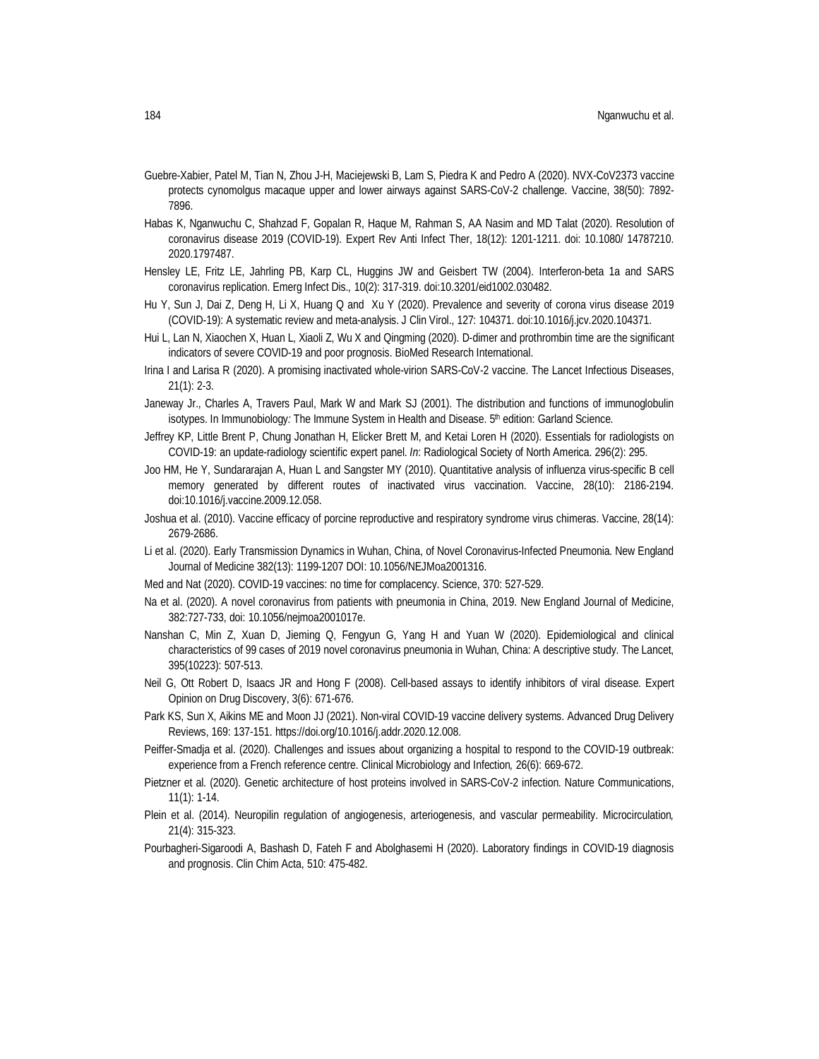Guebre-Xabier, Patel M, Tian N, Zhou J-H, Maciejewski B, Lam S, Piedra K and Pedro A (2020). NVX-CoV2373 vaccine protects cynomolgus macaque upper and lower airways against SARS-CoV-2 challenge. Vaccine, 38(50): 7892-7896.

Habas K, Nganwuchu C, Shahzad F, Gopalan R, Haque M, Rahman S, AA Nasim and MD Talat (2020). Resolution of coronavirus disease 2019 (COVID-19). Expert Rev Anti Infect Ther, 18(12): 1201-1211. doi: 10.1080/ 14787210. 2020.1797487.

Hensley LE, Fritz LE, Jahrling PB, Karp CL, Huggins JW and Geisbert TW (2004). Interferon-beta 1a and SARS coronavirus replication. Emerg Infect Dis., 10(2): 317-319. doi:10.3201/eid1002.030482.

Hu Y, Sun J, Dai Z, Deng H, Li X, Huang Q and Xu Y (2020). Prevalence and severity of corona virus disease 2019 (COVID-19): A systematic review and meta-analysis. J Clin Virol., 127: 104371. doi:10.1016/j.jcv.2020.104371.

Hui L, Lan N, Xiaochen X, Huan L, Xiaoli Z, Wu X and Qingming (2020). D-dimer and prothrombin time are the significant indicators of severe COVID-19 and poor prognosis. BioMed Research International.

Irina I and Larisa R (2020). A promising inactivated whole-virion SARS-CoV-2 vaccine. The Lancet Infectious Diseases, 21(1): 2-3.

Janeway Jr., Charles A, Travers Paul, Mark W and Mark SJ (2001). The distribution and functions of immunoglobulin isotypes. In Immunobiology*:* The Immune System in Health and Disease. 5th edition: Garland Science.

Jeffrey KP, Little Brent P, Chung Jonathan H, Elicker Brett M, and Ketai Loren H (2020). Essentials for radiologists on COVID-19: an update-radiology scientific expert panel. *In*: Radiological Society of North America. 296(2): 295.

Joo HM, He Y, Sundararajan A, Huan L and Sangster MY (2010). Quantitative analysis of influenza virus-specific B cell memory generated by different routes of inactivated virus vaccination. Vaccine, 28(10): 2186-2194. doi:10.1016/j.vaccine.2009.12.058.

Joshua et al. (2010). Vaccine efficacy of porcine reproductive and respiratory syndrome virus chimeras. Vaccine, 28(14): 2679-2686.

Li et al. (2020). Early Transmission Dynamics in Wuhan, China, of Novel Coronavirus-Infected Pneumonia. New England Journal of Medicine 382(13): 1199-1207 DOI: 10.1056/NEJMoa2001316.

Med and Nat (2020). COVID-19 vaccines: no time for complacency. Science, 370: 527-529.

Na et al. (2020). A novel coronavirus from patients with pneumonia in China, 2019. New England Journal of Medicine, 382:727-733, doi: 10.1056/nejmoa2001017e.

Nanshan C, Min Z, Xuan D, Jieming Q, Fengyun G, Yang H and Yuan W (2020). Epidemiological and clinical characteristics of 99 cases of 2019 novel coronavirus pneumonia in Wuhan, China: A descriptive study. The Lancet, 395(10223): 507-513.

Neil G, Ott Robert D, Isaacs JR and Hong F (2008). Cell-based assays to identify inhibitors of viral disease. Expert Opinion on Drug Discovery, 3(6): 671-676.

Park KS, Sun X, Aikins ME and Moon JJ (2021). Non-viral COVID-19 vaccine delivery systems. Advanced Drug Delivery Reviews, 169: 137-151. https://doi.org/10.1016/j.addr.2020.12.008.

Peiffer-Smadja et al. (2020). Challenges and issues about organizing a hospital to respond to the COVID-19 outbreak: experience from a French reference centre. Clinical Microbiology and Infection*,* 26(6): 669-672.

Pietzner et al. (2020). Genetic architecture of host proteins involved in SARS-CoV-2 infection. Nature Communications, 11(1): 1-14.

Plein et al. (2014). Neuropilin regulation of angiogenesis, arteriogenesis, and vascular permeability. Microcirculation*,* 21(4): 315-323.

Pourbagheri-Sigaroodi A, Bashash D, Fateh F and Abolghasemi H (2020). Laboratory findings in COVID-19 diagnosis and prognosis. Clin Chim Acta, 510: 475-482.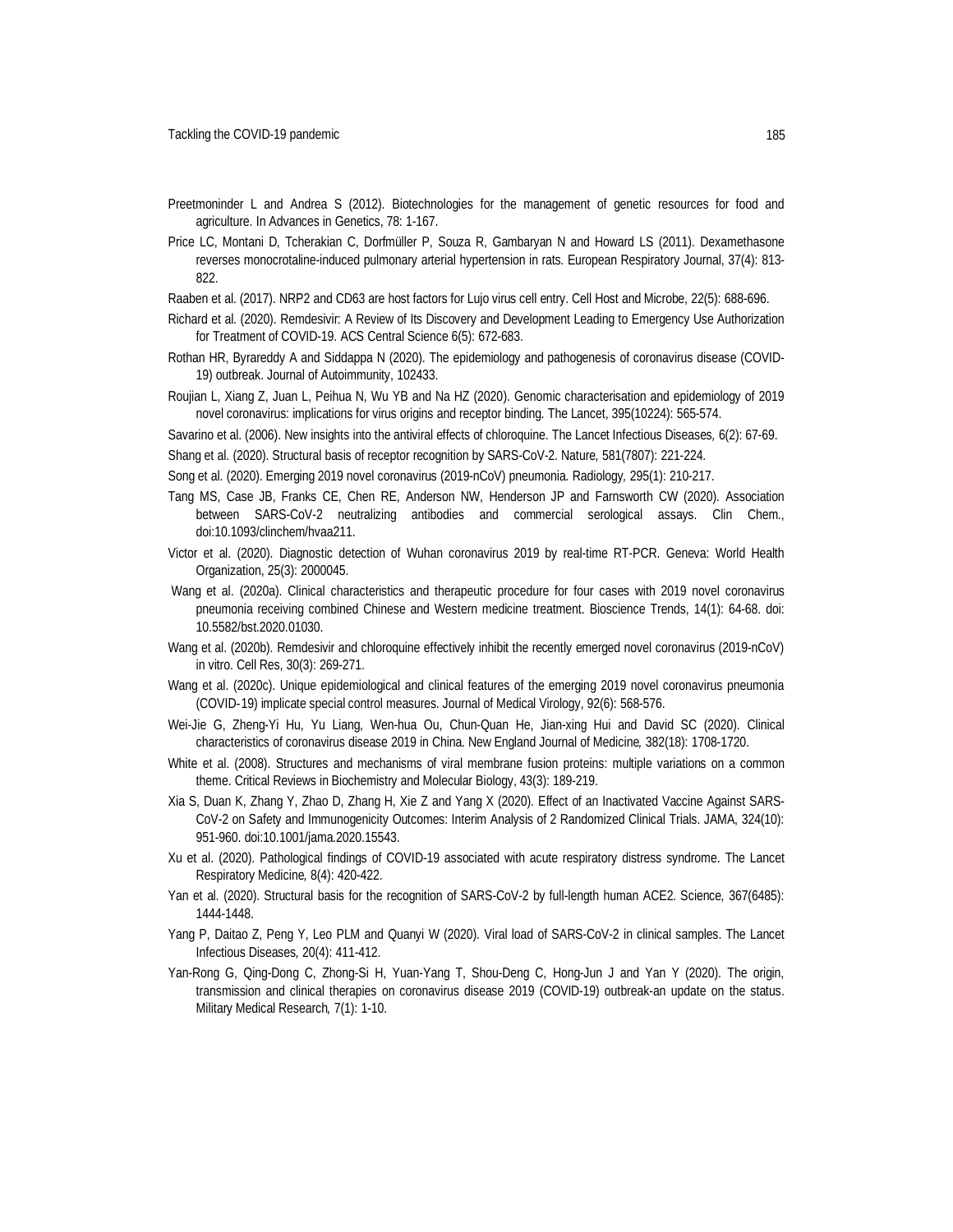Preetmoninder L and Andrea S (2012). Biotechnologies for the management of genetic resources for food and agriculture. In Advances in Genetics, 78: 1-167.

Price LC, Montani D, Tcherakian C, Dorfmüller P, Souza R, Gambaryan N and Howard LS (2011). Dexamethasone reverses monocrotaline-induced pulmonary arterial hypertension in rats. European Respiratory Journal, 37(4): 813-822.

Raaben et al. (2017). NRP2 and CD63 are host factors for Lujo virus cell entry. Cell Host and Microbe, 22(5): 688-696.

Richard et al. (2020). Remdesivir: A Review of Its Discovery and Development Leading to Emergency Use Authorization for Treatment of COVID-19. ACS Central Science 6(5): 672-683.

Rothan HR, Byrareddy A and Siddappa N (2020). The epidemiology and pathogenesis of coronavirus disease (COVID-19) outbreak. Journal of Autoimmunity, 102433.

Roujian L, Xiang Z, Juan L, Peihua N, Wu YB and Na HZ (2020). Genomic characterisation and epidemiology of 2019 novel coronavirus: implications for virus origins and receptor binding. The Lancet, 395(10224): 565-574.

Savarino et al. (2006). New insights into the antiviral effects of chloroquine. The Lancet Infectious Diseases, 6(2): 67-69.

Shang et al. (2020). Structural basis of receptor recognition by SARS-CoV-2. Nature, 581(7807): 221-224.

Song et al. (2020). Emerging 2019 novel coronavirus (2019-nCoV) pneumonia. Radiology, 295(1): 210-217.

Tang MS, Case JB, Franks CE, Chen RE, Anderson NW, Henderson JP and Farnsworth CW (2020). Association between SARS-CoV-2 neutralizing antibodies and commercial serological assays. Clin Chem., doi:10.1093/clinchem/hvaa211.

Victor et al. (2020). Diagnostic detection of Wuhan coronavirus 2019 by real-time RT-PCR. Geneva: World Health Organization, 25(3): 2000045.

Wang et al. (2020a). Clinical characteristics and therapeutic procedure for four cases with 2019 novel coronavirus pneumonia receiving combined Chinese and Western medicine treatment. Bioscience Trends, 14(1): 64-68. doi: 10.5582/bst.2020.01030.

Wang et al. (2020b). Remdesivir and chloroquine effectively inhibit the recently emerged novel coronavirus (2019-nCoV) in vitro. Cell Res, 30(3): 269-271.

Wang et al. (2020c). Unique epidemiological and clinical features of the emerging 2019 novel coronavirus pneumonia (COVID-19) implicate special control measures. Journal of Medical Virology, 92(6): 568-576.

Wei-Jie G, Zheng-Yi Hu, Yu Liang, Wen-hua Ou, Chun-Quan He, Jian-xing Hui and David SC (2020). Clinical characteristics of coronavirus disease 2019 in China. New England Journal of Medicine, 382(18): 1708-1720.

White et al. (2008). Structures and mechanisms of viral membrane fusion proteins: multiple variations on a common theme. Critical Reviews in Biochemistry and Molecular Biology, 43(3): 189-219.

Xia S, Duan K, Zhang Y, Zhao D, Zhang H, Xie Z and Yang X (2020). Effect of an Inactivated Vaccine Against SARS-CoV-2 on Safety and Immunogenicity Outcomes: Interim Analysis of 2 Randomized Clinical Trials. JAMA, 324(10): 951-960. doi:10.1001/jama.2020.15543.

Xu et al. (2020). Pathological findings of COVID-19 associated with acute respiratory distress syndrome. The Lancet Respiratory Medicine, 8(4): 420-422.

Yan et al. (2020). Structural basis for the recognition of SARS-CoV-2 by full-length human ACE2. Science, 367(6485): 1444-1448.

Yang P, Daitao Z, Peng Y, Leo PLM and Quanyi W (2020). Viral load of SARS-CoV-2 in clinical samples. The Lancet Infectious Diseases, 20(4): 411-412.

Yan-Rong G, Qing-Dong C, Zhong-Si H, Yuan-Yang T, Shou-Deng C, Hong-Jun J and Yan Y (2020). The origin, transmission and clinical therapies on coronavirus disease 2019 (COVID-19) outbreak-an update on the status. Military Medical Research, 7(1): 1-10.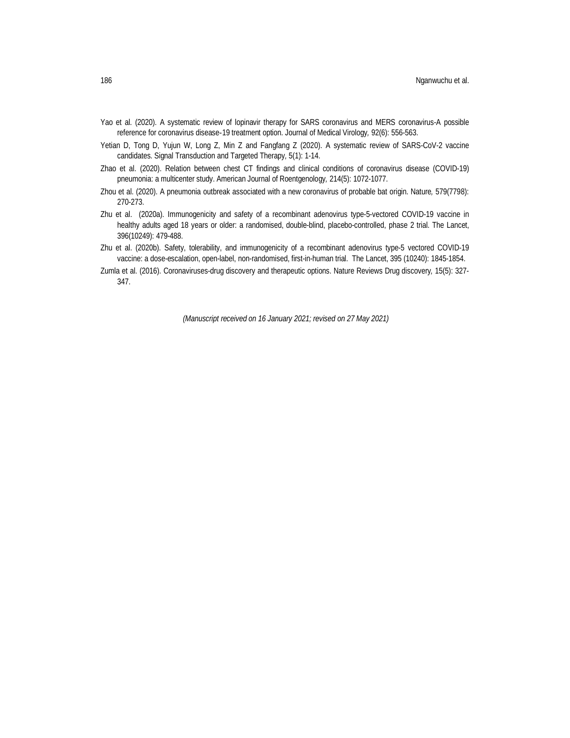Yao et al. (2020). A systematic review of lopinavir therapy for SARS coronavirus and MERS coronavirus-A possible reference for coronavirus disease-19 treatment option. Journal of Medical Virology, 92(6): 556-563.

Yetian D, Tong D, Yujun W, Long Z, Min Z and Fangfang Z (2020). A systematic review of SARS-CoV-2 vaccine candidates. Signal Transduction and Targeted Therapy, 5(1): 1-14.

Zhao et al. (2020). Relation between chest CT findings and clinical conditions of coronavirus disease (COVID-19) pneumonia: a multicenter study. American Journal of Roentgenology, 214(5): 1072-1077.

Zhou et al. (2020). A pneumonia outbreak associated with a new coronavirus of probable bat origin. Nature, 579(7798): 270-273.

Zhu et al. (2020a). Immunogenicity and safety of a recombinant adenovirus type-5-vectored COVID-19 vaccine in healthy adults aged 18 years or older: a randomised, double-blind, placebo-controlled, phase 2 trial. The Lancet, 396(10249): 479-488.

Zhu et al. (2020b). Safety, tolerability, and immunogenicity of a recombinant adenovirus type-5 vectored COVID-19 vaccine: a dose-escalation, open-label, non-randomised, first-in-human trial. The Lancet, 395 (10240): 1845-1854.

Zumla et al. (2016). Coronaviruses-drug discovery and therapeutic options. Nature Reviews Drug discovery, 15(5): 327-347.

*(Manuscript received on 16 January 2021; revised on 27 May 2021)*